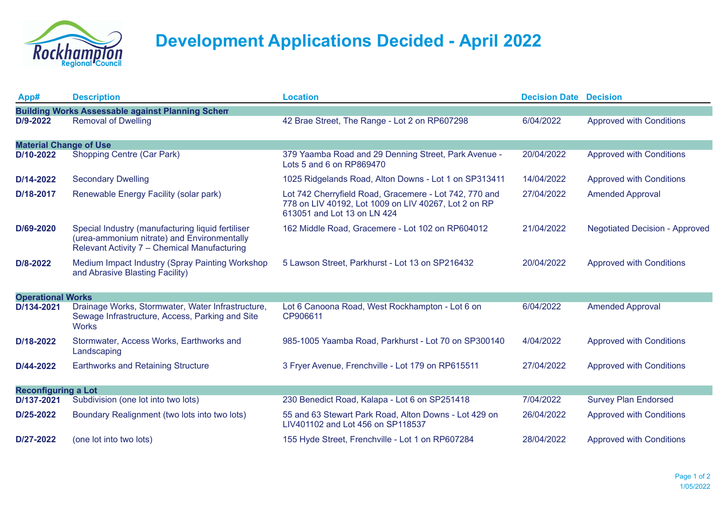# Development Applications Decided - April 2022

| App# | Description | Location | Decision Date | Decision |
|---|---|---|---|---|
| **Building Works Assessable against Planning Schem** | | | | |
| D/9-2022 | Removal of Dwelling | 42 Brae Street, The Range - Lot 2 on RP607298 | 6/04/2022 | Approved with Conditions |
| **Material Change of Use** | | | | |
| D/10-2022 | Shopping Centre (Car Park) | 379 Yaamba Road and 29 Denning Street, Park Avenue - Lots 5 and 6 on RP869470 | 20/04/2022 | Approved with Conditions |
| D/14-2022 | Secondary Dwelling | 1025 Ridgelands Road, Alton Downs - Lot 1 on SP313411 | 14/04/2022 | Approved with Conditions |
| D/18-2017 | Renewable Energy Facility (solar park) | Lot 742 Cherryfield Road, Gracemere - Lot 742, 770 and 778 on LIV 40192, Lot 1009 on LIV 40267, Lot 2 on RP 613051 and Lot 13 on LN 424 | 27/04/2022 | Amended Approval |
| D/69-2020 | Special Industry (manufacturing liquid fertiliser (urea-ammonium nitrate) and Environmentally Relevant Activity 7 – Chemical Manufacturing | 162 Middle Road, Gracemere - Lot 102 on RP604012 | 21/04/2022 | Negotiated Decision - Approved |
| D/8-2022 | Medium Impact Industry (Spray Painting Workshop and Abrasive Blasting Facility) | 5 Lawson Street, Parkhurst - Lot 13 on SP216432 | 20/04/2022 | Approved with Conditions |
| **Operational Works** | | | | |
| D/134-2021 | Drainage Works, Stormwater, Water Infrastructure, Sewage Infrastructure, Access, Parking and Site Works | Lot 6 Canoona Road, West Rockhampton - Lot 6 on CP906611 | 6/04/2022 | Amended Approval |
| D/18-2022 | Stormwater, Access Works, Earthworks and Landscaping | 985-1005 Yaamba Road, Parkhurst - Lot 70 on SP300140 | 4/04/2022 | Approved with Conditions |
| D/44-2022 | Earthworks and Retaining Structure | 3 Fryer Avenue, Frenchville - Lot 179 on RP615511 | 27/04/2022 | Approved with Conditions |
| **Reconfiguring a Lot** | | | | |
| D/137-2021 | Subdivision (one lot into two lots) | 230 Benedict Road, Kalapa - Lot 6 on SP251418 | 7/04/2022 | Survey Plan Endorsed |
| D/25-2022 | Boundary Realignment (two lots into two lots) | 55 and 63 Stewart Park Road, Alton Downs - Lot 429 on LIV401102 and Lot 456 on SP118537 | 26/04/2022 | Approved with Conditions |
| D/27-2022 | (one lot into two lots) | 155 Hyde Street, Frenchville - Lot 1 on RP607284 | 28/04/2022 | Approved with Conditions |

1/05/2022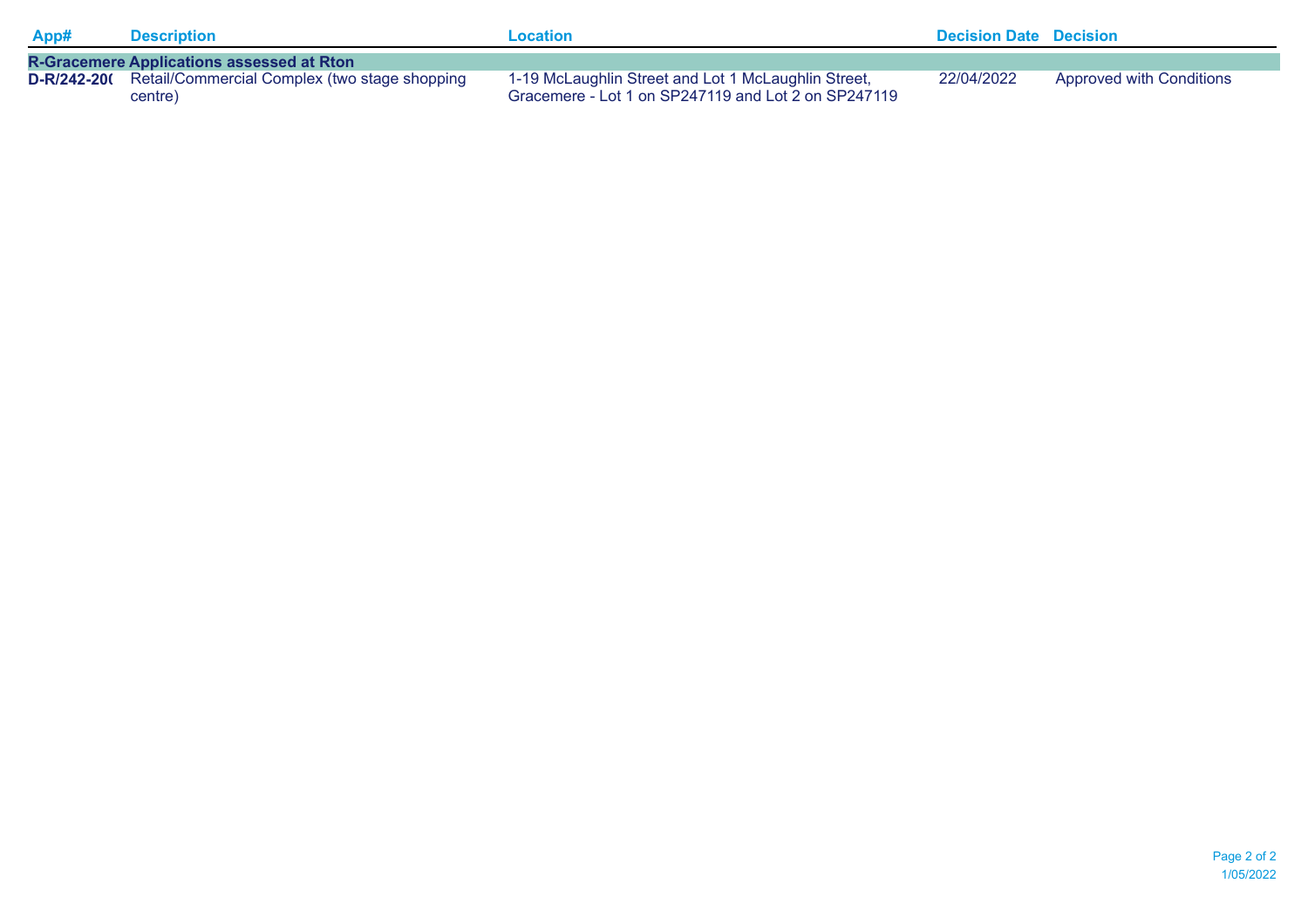| App# | Description | Location | Decision Date | Decision |
|---|---|---|---|---|
| **R-Gracemere Applications assessed at Rton** | | | | |
| **D-R/242-20(** | Retail/Commercial Complex (two stage shopping centre) | 1-19 McLaughlin Street and Lot 1 McLaughlin Street, Gracemere - Lot 1 on SP247119 and Lot 2 on SP247119 | 22/04/2022 | Approved with Conditions |

1/05/2022